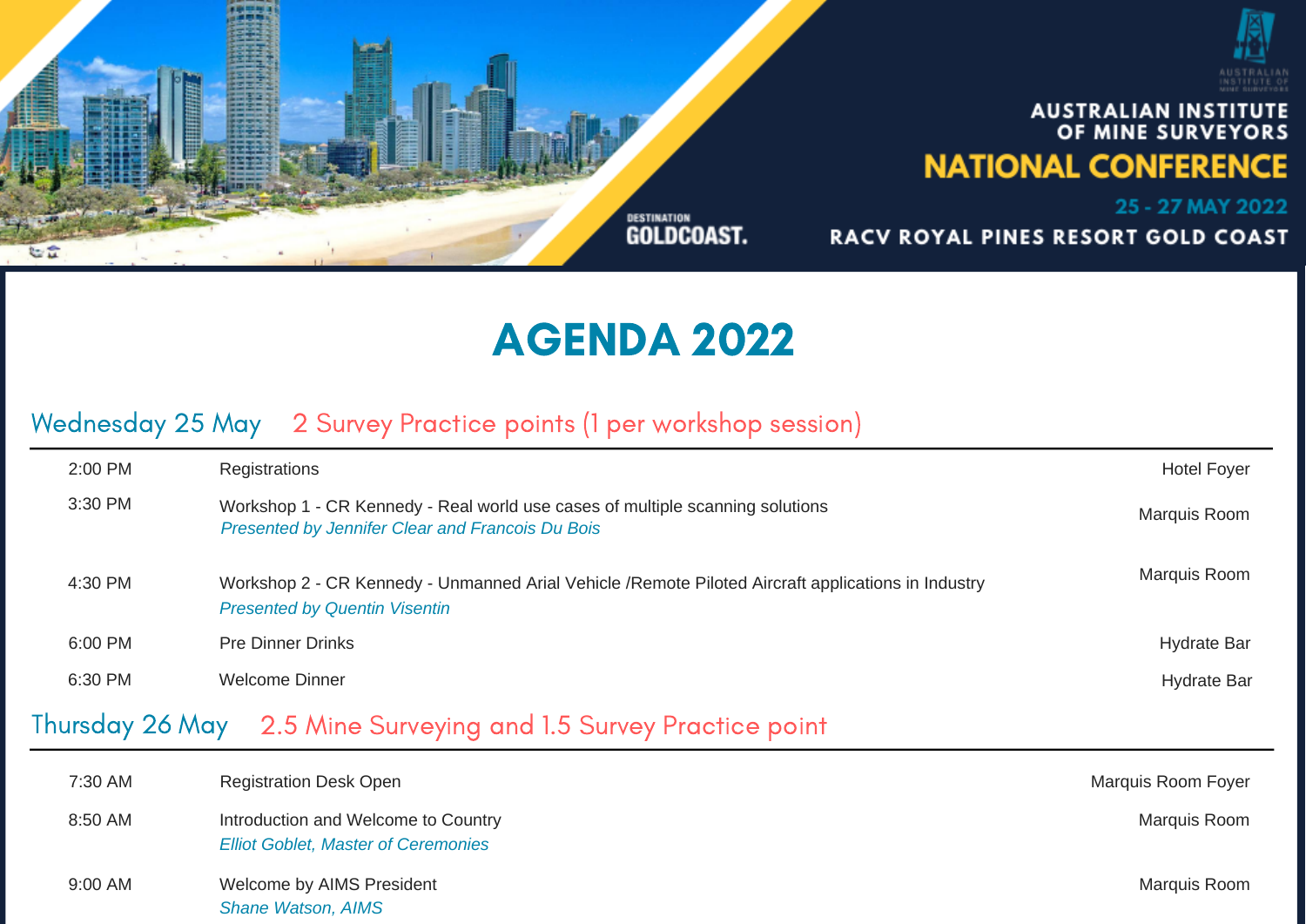AUSTRALIAN INSTITUTE OF MINE SURVEYORS

NATIONAL CONFERENCE

25 - 27 MAY 2022

RACV ROYAL PINES RESORT GOLD COAST

DESTINATION GOLDCOAST.

# AGENDA 2022

## Wednesday 25 May — 2 Survey Practice points (1 per workshop session)

| Time | Session | Location |
|---|---|---|
| 2:00 PM | Registrations | Hotel Foyer |
| 3:30 PM | Workshop 1 - CR Kennedy - Real world use cases of multiple scanning solutions<br>*Presented by Jennifer Clear and Francois Du Bois* | Marquis Room |
| 4:30 PM | Workshop 2 - CR Kennedy - Unmanned Arial Vehicle /Remote Piloted Aircraft applications in Industry<br>*Presented by Quentin Visentin* | Marquis Room |
| 6:00 PM | Pre Dinner Drinks | Hydrate Bar |
| 6:30 PM | Welcome Dinner | Hydrate Bar |

## Thursday 26 May — 2.5 Mine Surveying and 1.5 Survey Practice point

| Time | Session | Location |
|---|---|---|
| 7:30 AM | Registration Desk Open | Marquis Room Foyer |
| 8:50 AM | Introduction and Welcome to Country<br>*Elliot Goblet, Master of Ceremonies* | Marquis Room |
| 9:00 AM | Welcome by AIMS President<br>*Shane Watson, AIMS* | Marquis Room |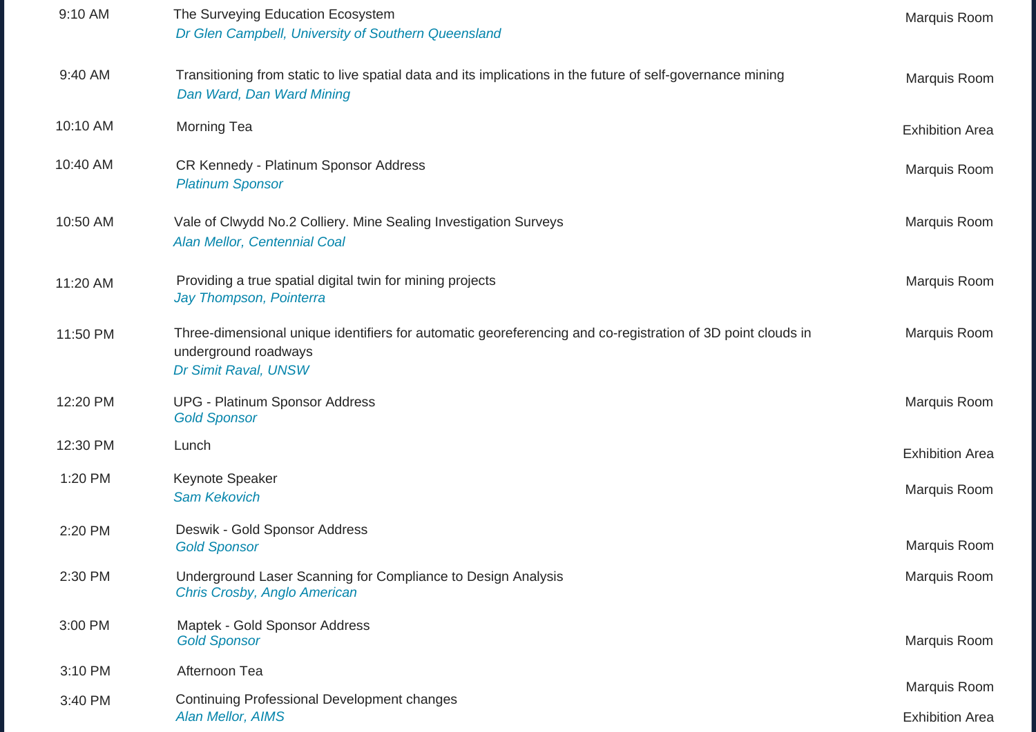| Time | Session | Location |
| --- | --- | --- |
| 9:10 AM | The Surveying Education Ecosystem<br>*Dr Glen Campbell, University of Southern Queensland* | Marquis Room |
| 9:40 AM | Transitioning from static to live spatial data and its implications in the future of self-governance mining<br>*Dan Ward, Dan Ward Mining* | Marquis Room |
| 10:10 AM | Morning Tea | Exhibition Area |
| 10:40 AM | CR Kennedy - Platinum Sponsor Address<br>*Platinum Sponsor* | Marquis Room |
| 10:50 AM | Vale of Clwydd No.2 Colliery. Mine Sealing Investigation Surveys<br>*Alan Mellor, Centennial Coal* | Marquis Room |
| 11:20 AM | Providing a true spatial digital twin for mining projects<br>*Jay Thompson, Pointerra* | Marquis Room |
| 11:50 PM | Three-dimensional unique identifiers for automatic georeferencing and co-registration of 3D point clouds in underground roadways<br>*Dr Simit Raval, UNSW* | Marquis Room |
| 12:20 PM | UPG - Platinum Sponsor Address<br>*Gold Sponsor* | Marquis Room |
| 12:30 PM | Lunch | Exhibition Area |
| 1:20 PM | Keynote Speaker<br>*Sam Kekovich* | Marquis Room |
| 2:20 PM | Deswik - Gold Sponsor Address<br>*Gold Sponsor* | Marquis Room |
| 2:30 PM | Underground Laser Scanning for Compliance to Design Analysis<br>*Chris Crosby, Anglo American* | Marquis Room |
| 3:00 PM | Maptek - Gold Sponsor Address<br>*Gold Sponsor* | Marquis Room |
| 3:10 PM | Afternoon Tea | Marquis Room |
| 3:40 PM | Continuing Professional Development changes<br>*Alan Mellor, AIMS* | Exhibition Area |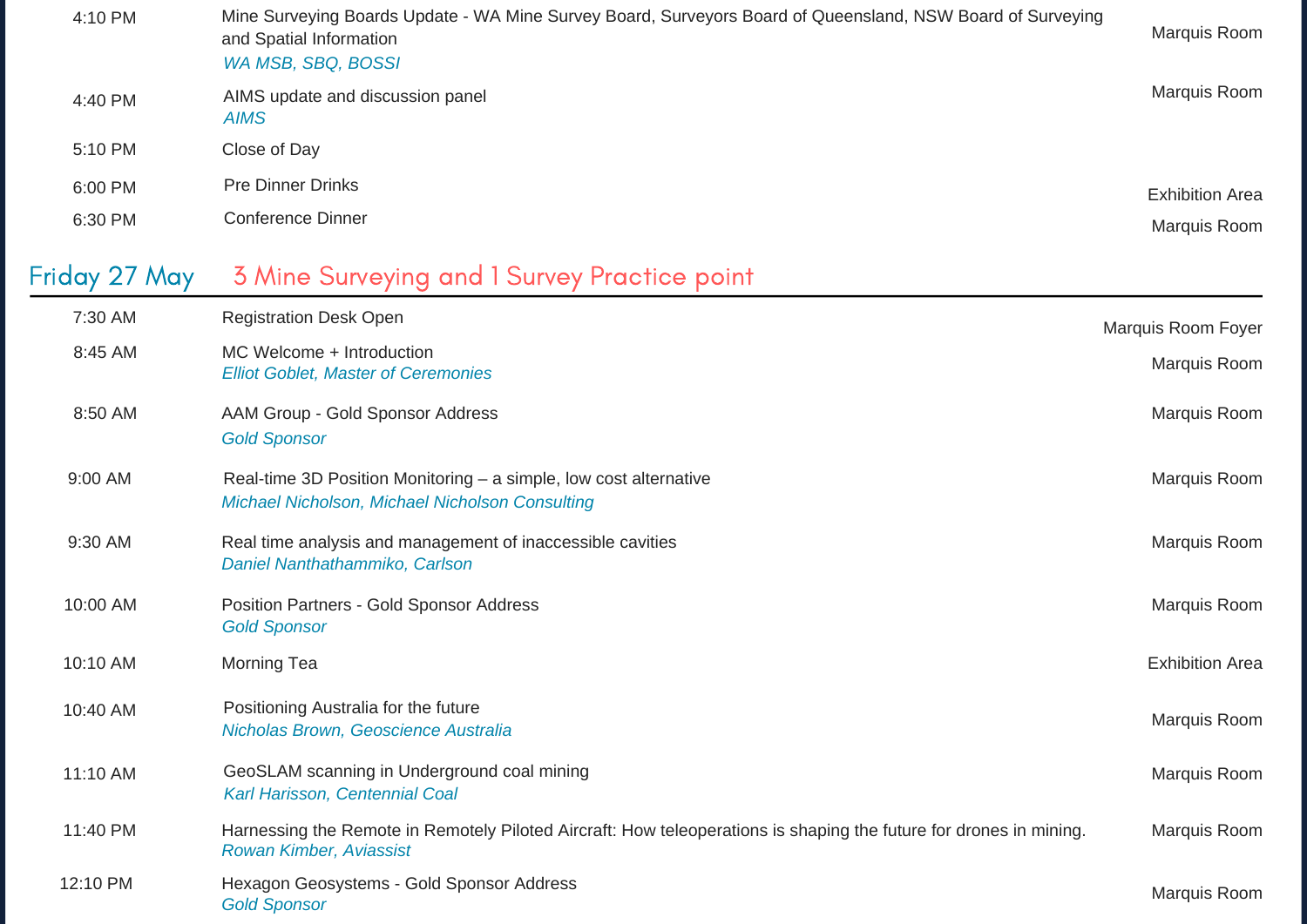| | | |
|---|---|---|
| 4:10 PM | Mine Surveying Boards Update - WA Mine Survey Board, Surveyors Board of Queensland, NSW Board of Surveying and Spatial Information<br>*WA MSB, SBQ, BOSSI* | Marquis Room |
| 4:40 PM | AIMS update and discussion panel<br>*AIMS* | Marquis Room |
| 5:10 PM | Close of Day | |
| 6:00 PM | Pre Dinner Drinks | Exhibition Area |
| 6:30 PM | Conference Dinner | Marquis Room |

## Friday 27 May — 3 Mine Surveying and 1 Survey Practice point

| | | |
|---|---|---|
| 7:30 AM | Registration Desk Open | Marquis Room Foyer |
| 8:45 AM | MC Welcome + Introduction<br>*Elliot Goblet, Master of Ceremonies* | Marquis Room |
| 8:50 AM | AAM Group - Gold Sponsor Address<br>*Gold Sponsor* | Marquis Room |
| 9:00 AM | Real-time 3D Position Monitoring – a simple, low cost alternative<br>*Michael Nicholson, Michael Nicholson Consulting* | Marquis Room |
| 9:30 AM | Real time analysis and management of inaccessible cavities<br>*Daniel Nanthathammiko, Carlson* | Marquis Room |
| 10:00 AM | Position Partners - Gold Sponsor Address<br>*Gold Sponsor* | Marquis Room |
| 10:10 AM | Morning Tea | Exhibition Area |
| 10:40 AM | Positioning Australia for the future<br>*Nicholas Brown, Geoscience Australia* | Marquis Room |
| 11:10 AM | GeoSLAM scanning in Underground coal mining<br>*Karl Harisson, Centennial Coal* | Marquis Room |
| 11:40 PM | Harnessing the Remote in Remotely Piloted Aircraft: How teleoperations is shaping the future for drones in mining.<br>*Rowan Kimber, Aviassist* | Marquis Room |
| 12:10 PM | Hexagon Geosystems - Gold Sponsor Address<br>*Gold Sponsor* | Marquis Room |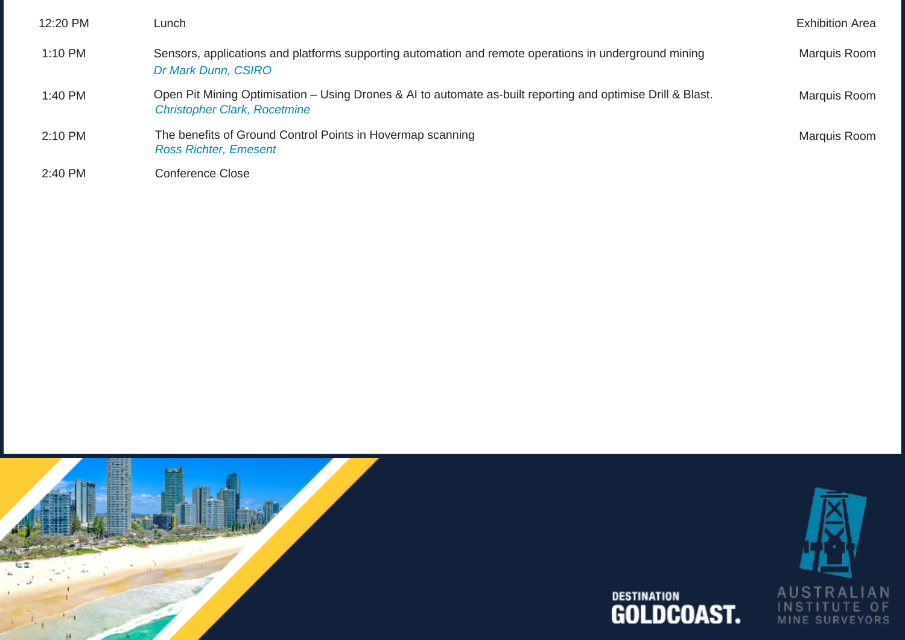| | | |
|---|---|---|
| 12:20 PM | Lunch | Exhibition Area |
| 1:10 PM | Sensors, applications and platforms supporting automation and remote operations in underground mining<br>*Dr Mark Dunn, CSIRO* | Marquis Room |
| 1:40 PM | Open Pit Mining Optimisation – Using Drones & AI to automate as-built reporting and optimise Drill & Blast.<br>*Christopher Clark, Rocetmine* | Marquis Room |
| 2:10 PM | The benefits of Ground Control Points in Hovermap scanning<br>*Ross Richter, Emesent* | Marquis Room |
| 2:40 PM | Conference Close | |

DESTINATION GOLDCOAST.

AUSTRALIAN INSTITUTE OF MINE SURVEYORS